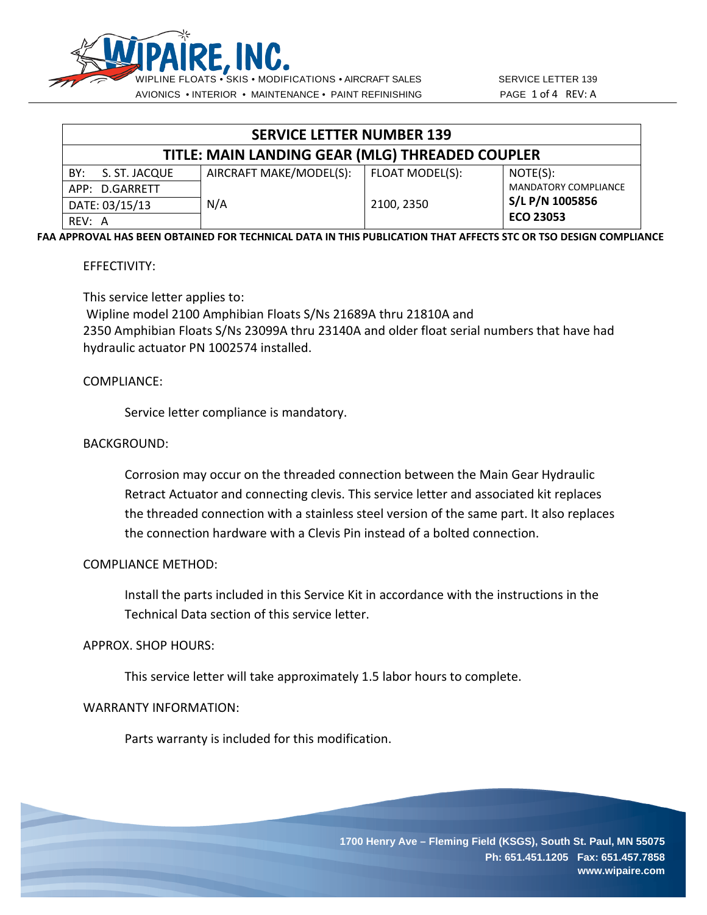# SERVICE LETTER NUMBER 139

## TITLE: MAIN LANDING GEAR (MLG) THREADED COUPLER

| BY: S. ST. JACQUE | AIRCRAFT MAKE/MODEL(S): | FLOAT MODEL(S): | NOTE(S): |
|---|---|---|---|
| APP: D.GARRETT | | | MANDATORY COMPLIANCE |
| DATE: 03/15/13 | N/A | 2100, 2350 | **S/L P/N 1005856** |
| REV: A | | | **ECO 23053** |

**FAA APPROVAL HAS BEEN OBTAINED FOR TECHNICAL DATA IN THIS PUBLICATION THAT AFFECTS STC OR TSO DESIGN COMPLIANCE**

EFFECTIVITY:

This service letter applies to:
Wipline model 2100 Amphibian Floats S/Ns 21689A thru 21810A and
2350 Amphibian Floats S/Ns 23099A thru 23140A and older float serial numbers that have had hydraulic actuator PN 1002574 installed.

COMPLIANCE:

Service letter compliance is mandatory.

BACKGROUND:

Corrosion may occur on the threaded connection between the Main Gear Hydraulic Retract Actuator and connecting clevis. This service letter and associated kit replaces the threaded connection with a stainless steel version of the same part. It also replaces the connection hardware with a Clevis Pin instead of a bolted connection.

COMPLIANCE METHOD:

Install the parts included in this Service Kit in accordance with the instructions in the Technical Data section of this service letter.

APPROX. SHOP HOURS:

This service letter will take approximately 1.5 labor hours to complete.

WARRANTY INFORMATION:

Parts warranty is included for this modification.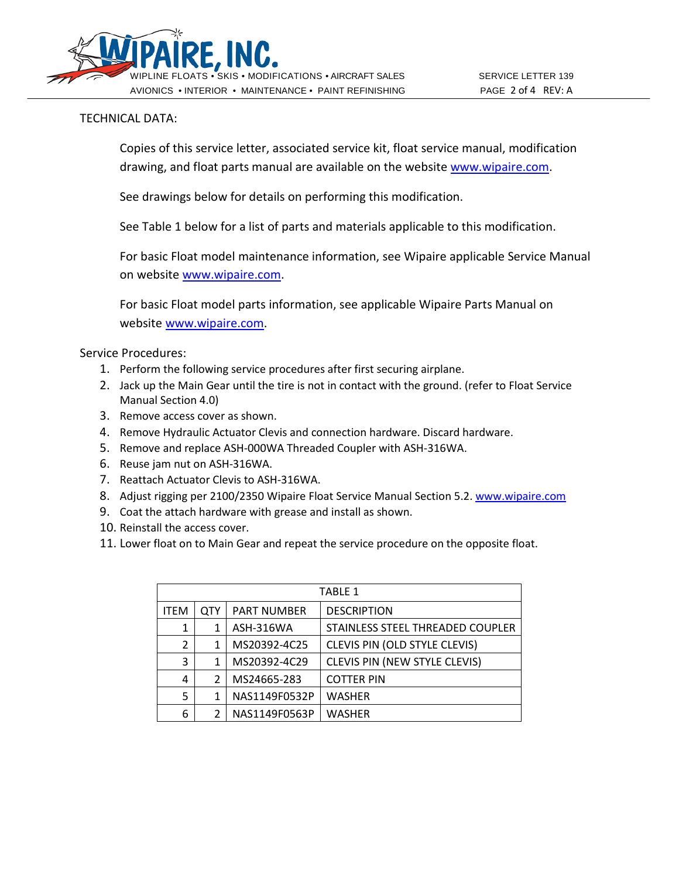TECHNICAL DATA:

Copies of this service letter, associated service kit, float service manual, modification drawing, and float parts manual are available on the website www.wipaire.com.

See drawings below for details on performing this modification.

See Table 1 below for a list of parts and materials applicable to this modification.

For basic Float model maintenance information, see Wipaire applicable Service Manual on website www.wipaire.com.

For basic Float model parts information, see applicable Wipaire Parts Manual on website www.wipaire.com.

Service Procedures:

1. Perform the following service procedures after first securing airplane.
2. Jack up the Main Gear until the tire is not in contact with the ground. (refer to Float Service Manual Section 4.0)
3. Remove access cover as shown.
4. Remove Hydraulic Actuator Clevis and connection hardware. Discard hardware.
5. Remove and replace ASH-000WA Threaded Coupler with ASH-316WA.
6. Reuse jam nut on ASH-316WA.
7. Reattach Actuator Clevis to ASH-316WA.
8. Adjust rigging per 2100/2350 Wipaire Float Service Manual Section 5.2. www.wipaire.com
9. Coat the attach hardware with grease and install as shown.
10. Reinstall the access cover.
11. Lower float on to Main Gear and repeat the service procedure on the opposite float.

| TABLE 1 | | | |
|---|---|---|---|
| ITEM | QTY | PART NUMBER | DESCRIPTION |
| 1 | 1 | ASH-316WA | STAINLESS STEEL THREADED COUPLER |
| 2 | 1 | MS20392-4C25 | CLEVIS PIN (OLD STYLE CLEVIS) |
| 3 | 1 | MS20392-4C29 | CLEVIS PIN (NEW STYLE CLEVIS) |
| 4 | 2 | MS24665-283 | COTTER PIN |
| 5 | 1 | NAS1149F0532P | WASHER |
| 6 | 2 | NAS1149F0563P | WASHER |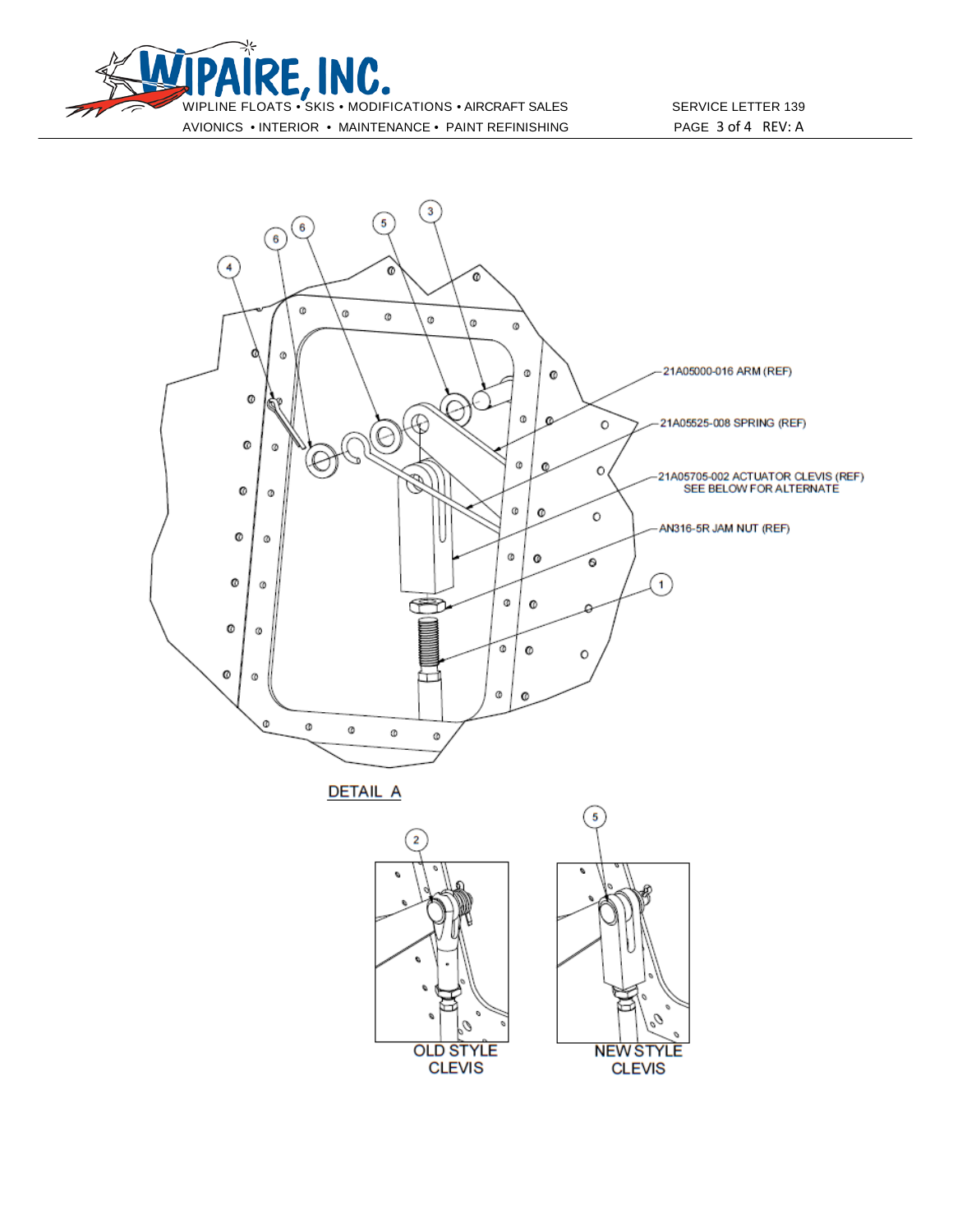21A05000-016 ARM (REF)

21A05525-008 SPRING (REF)

21A05705-002 ACTUATOR CLEVIS (REF)
SEE BELOW FOR ALTERNATE

AN316-5R JAM NUT (REF)

DETAIL A

OLD STYLE CLEVIS

NEW STYLE CLEVIS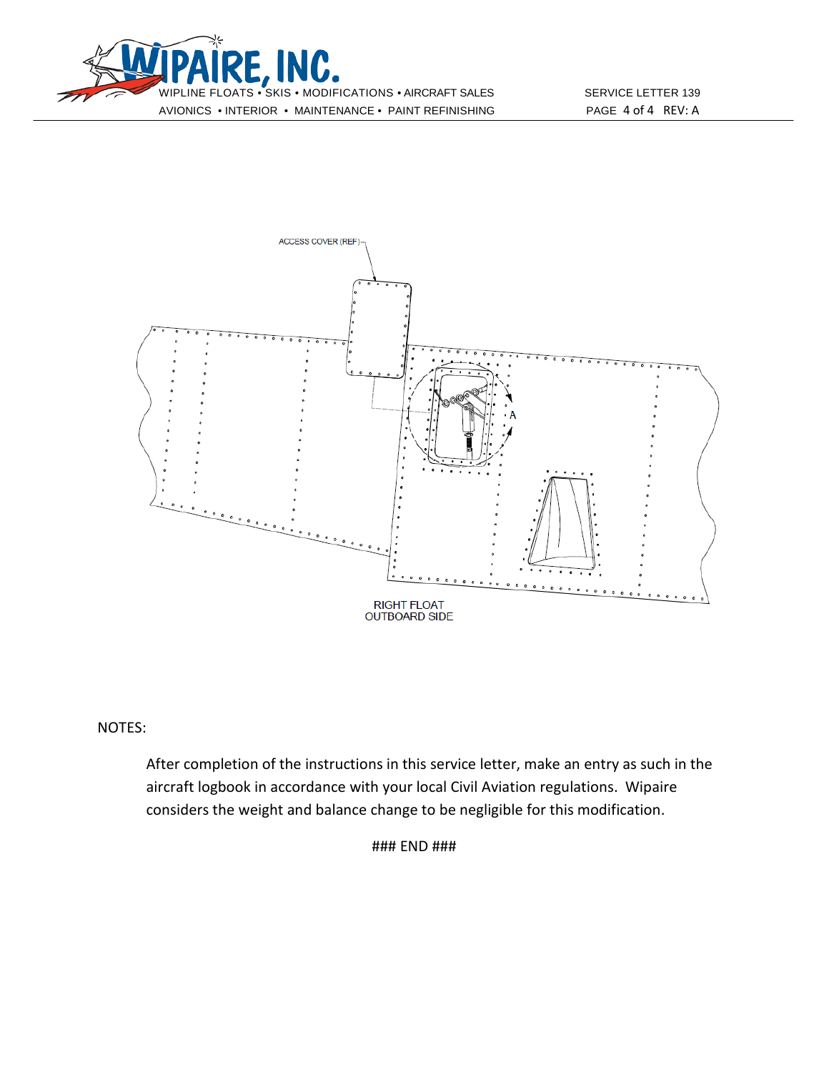ACCESS COVER (REF)

A

RIGHT FLOAT
OUTBOARD SIDE

NOTES:

After completion of the instructions in this service letter, make an entry as such in the aircraft logbook in accordance with your local Civil Aviation regulations. Wipaire considers the weight and balance change to be negligible for this modification.

### END ###